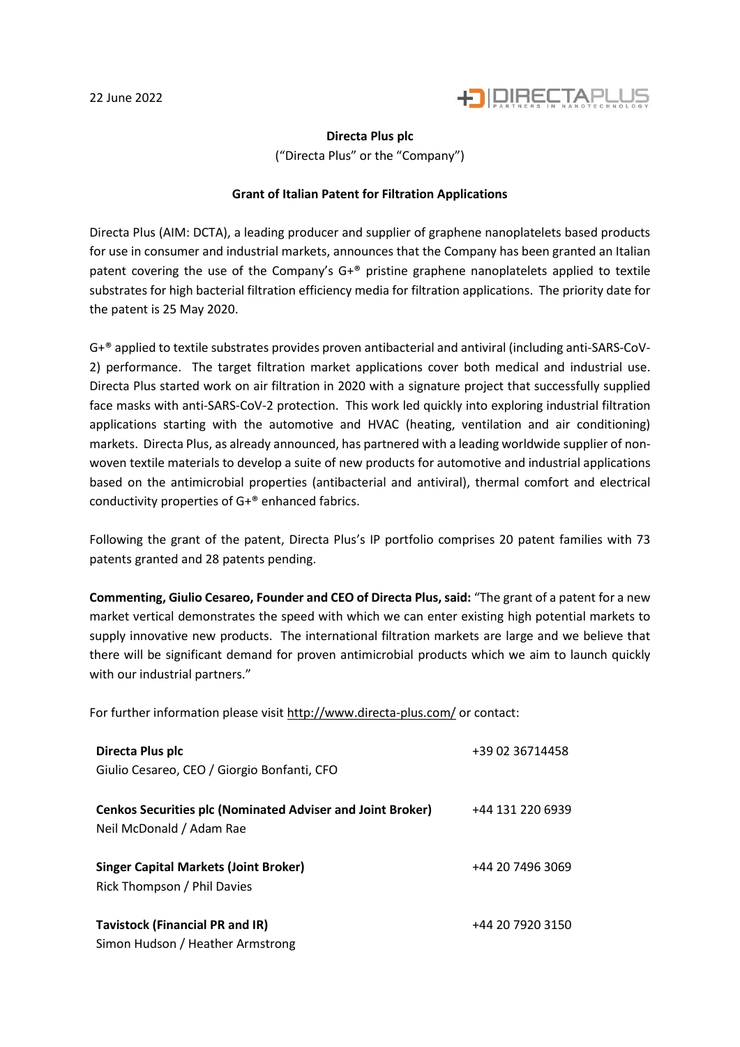22 June 2022

**Directa Plus plc**

("Directa Plus" or the "Company")

**Grant of Italian Patent for Filtration Applications**

Directa Plus (AIM: DCTA), a leading producer and supplier of graphene nanoplatelets based products for use in consumer and industrial markets, announces that the Company has been granted an Italian patent covering the use of the Company's G+® pristine graphene nanoplatelets applied to textile substrates for high bacterial filtration efficiency media for filtration applications. The priority date for the patent is 25 May 2020.

G+® applied to textile substrates provides proven antibacterial and antiviral (including anti-SARS-CoV-2) performance. The target filtration market applications cover both medical and industrial use. Directa Plus started work on air filtration in 2020 with a signature project that successfully supplied face masks with anti-SARS-CoV-2 protection. This work led quickly into exploring industrial filtration applications starting with the automotive and HVAC (heating, ventilation and air conditioning) markets. Directa Plus, as already announced, has partnered with a leading worldwide supplier of non-woven textile materials to develop a suite of new products for automotive and industrial applications based on the antimicrobial properties (antibacterial and antiviral), thermal comfort and electrical conductivity properties of G+® enhanced fabrics.

Following the grant of the patent, Directa Plus's IP portfolio comprises 20 patent families with 73 patents granted and 28 patents pending.

**Commenting, Giulio Cesareo, Founder and CEO of Directa Plus, said:** "The grant of a patent for a new market vertical demonstrates the speed with which we can enter existing high potential markets to supply innovative new products. The international filtration markets are large and we believe that there will be significant demand for proven antimicrobial products which we aim to launch quickly with our industrial partners."

For further information please visit http://www.directa-plus.com/ or contact:

| | |
|---|---|
| **Directa Plus plc**<br>Giulio Cesareo, CEO / Giorgio Bonfanti, CFO | +39 02 36714458 |
| **Cenkos Securities plc (Nominated Adviser and Joint Broker)**<br>Neil McDonald / Adam Rae | +44 131 220 6939 |
| **Singer Capital Markets (Joint Broker)**<br>Rick Thompson / Phil Davies | +44 20 7496 3069 |
| **Tavistock (Financial PR and IR)**<br>Simon Hudson / Heather Armstrong | +44 20 7920 3150 |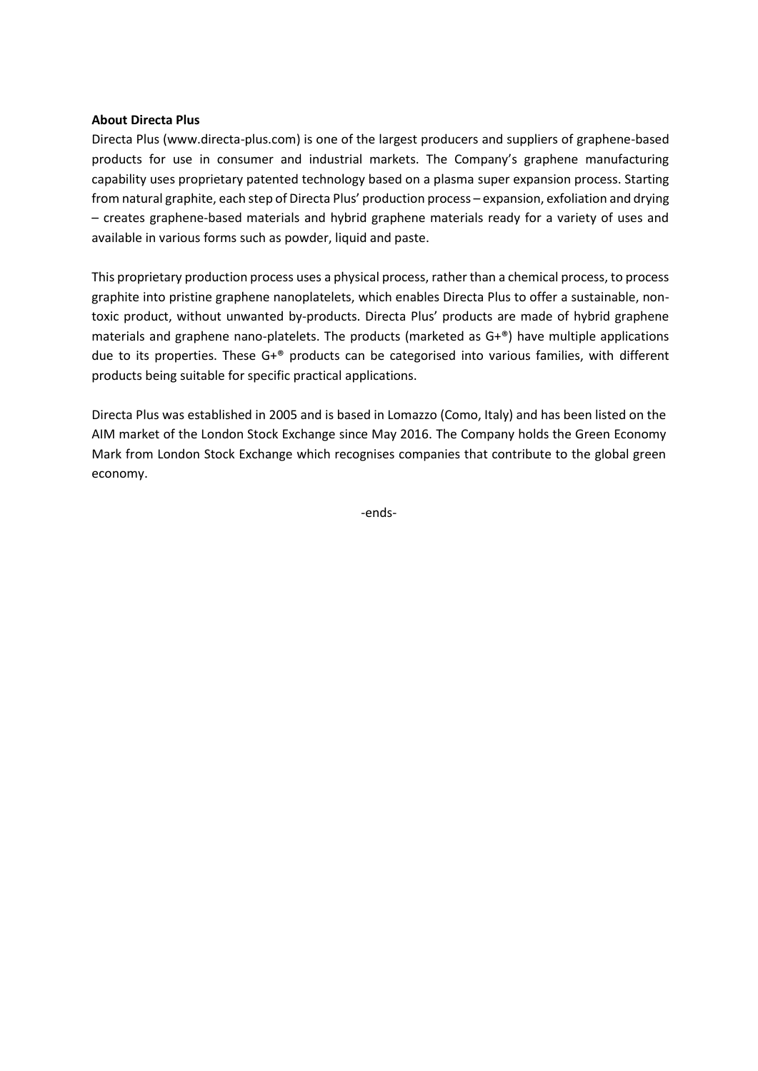**About Directa Plus**

Directa Plus (www.directa-plus.com) is one of the largest producers and suppliers of graphene-based products for use in consumer and industrial markets. The Company's graphene manufacturing capability uses proprietary patented technology based on a plasma super expansion process. Starting from natural graphite, each step of Directa Plus' production process – expansion, exfoliation and drying – creates graphene-based materials and hybrid graphene materials ready for a variety of uses and available in various forms such as powder, liquid and paste.

This proprietary production process uses a physical process, rather than a chemical process, to process graphite into pristine graphene nanoplatelets, which enables Directa Plus to offer a sustainable, non-toxic product, without unwanted by-products. Directa Plus' products are made of hybrid graphene materials and graphene nano-platelets. The products (marketed as G+®) have multiple applications due to its properties. These G+® products can be categorised into various families, with different products being suitable for specific practical applications.

Directa Plus was established in 2005 and is based in Lomazzo (Como, Italy) and has been listed on the AIM market of the London Stock Exchange since May 2016. The Company holds the Green Economy Mark from London Stock Exchange which recognises companies that contribute to the global green economy.

-ends-